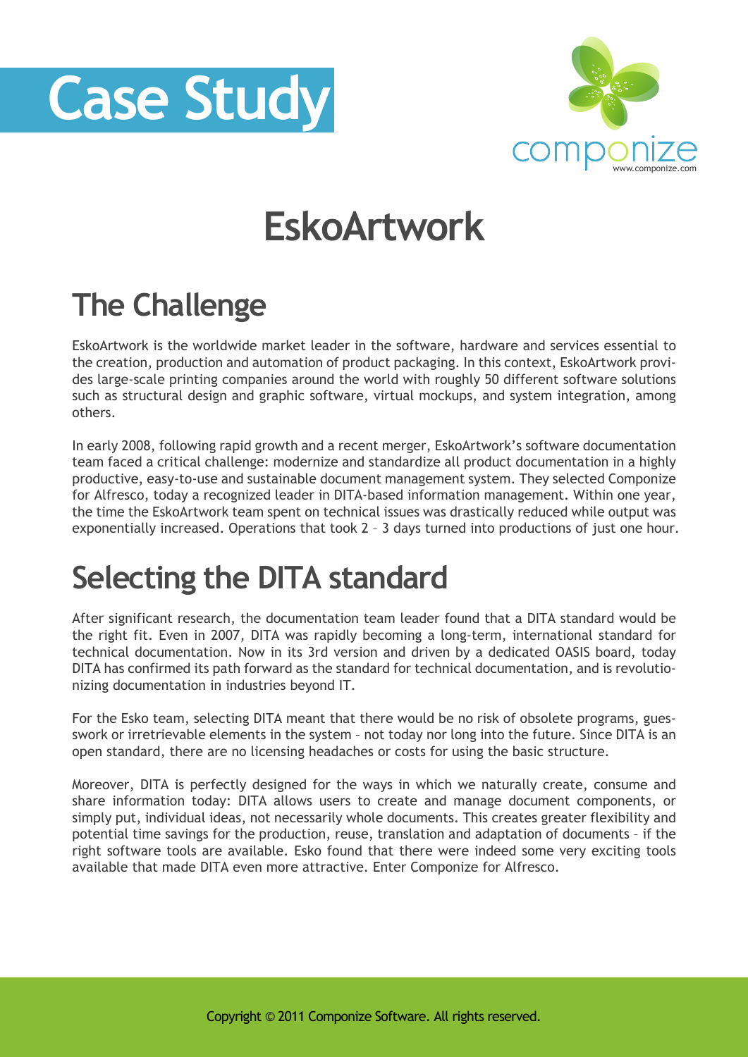# Case Study

componize

www.componize.com

# EskoArtwork

## The Challenge

EskoArtwork is the worldwide market leader in the software, hardware and services essential to the creation, production and automation of product packaging. In this context, EskoArtwork provides large-scale printing companies around the world with roughly 50 different software solutions such as structural design and graphic software, virtual mockups, and system integration, among others.

In early 2008, following rapid growth and a recent merger, EskoArtwork's software documentation team faced a critical challenge: modernize and standardize all product documentation in a highly productive, easy-to-use and sustainable document management system. They selected Componize for Alfresco, today a recognized leader in DITA-based information management. Within one year, the time the EskoArtwork team spent on technical issues was drastically reduced while output was exponentially increased. Operations that took 2 – 3 days turned into productions of just one hour.

## Selecting the DITA standard

After significant research, the documentation team leader found that a DITA standard would be the right fit. Even in 2007, DITA was rapidly becoming a long-term, international standard for technical documentation. Now in its 3rd version and driven by a dedicated OASIS board, today DITA has confirmed its path forward as the standard for technical documentation, and is revolutionizing documentation in industries beyond IT.

For the Esko team, selecting DITA meant that there would be no risk of obsolete programs, guesswork or irretrievable elements in the system – not today nor long into the future. Since DITA is an open standard, there are no licensing headaches or costs for using the basic structure.

Moreover, DITA is perfectly designed for the ways in which we naturally create, consume and share information today: DITA allows users to create and manage document components, or simply put, individual ideas, not necessarily whole documents. This creates greater flexibility and potential time savings for the production, reuse, translation and adaptation of documents – if the right software tools are available. Esko found that there were indeed some very exciting tools available that made DITA even more attractive. Enter Componize for Alfresco.

Copyright © 2011 Componize Software. All rights reserved.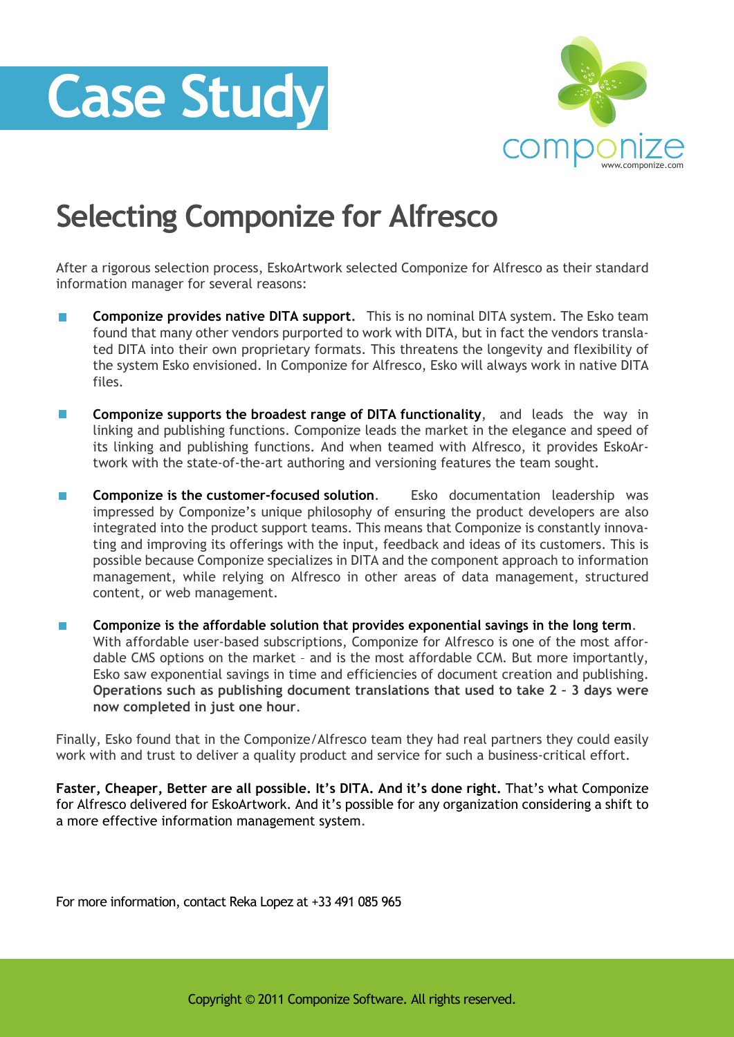# Case Study

componize
www.componize.com

## Selecting Componize for Alfresco

After a rigorous selection process, EskoArtwork selected Componize for Alfresco as their standard information manager for several reasons:

- **Componize provides native DITA support.** This is no nominal DITA system. The Esko team found that many other vendors purported to work with DITA, but in fact the vendors translated DITA into their own proprietary formats. This threatens the longevity and flexibility of the system Esko envisioned. In Componize for Alfresco, Esko will always work in native DITA files.

- **Componize supports the broadest range of DITA functionality**, and leads the way in linking and publishing functions. Componize leads the market in the elegance and speed of its linking and publishing functions. And when teamed with Alfresco, it provides EskoArtwork with the state-of-the-art authoring and versioning features the team sought.

- **Componize is the customer-focused solution**. Esko documentation leadership was impressed by Componize's unique philosophy of ensuring the product developers are also integrated into the product support teams. This means that Componize is constantly innovating and improving its offerings with the input, feedback and ideas of its customers. This is possible because Componize specializes in DITA and the component approach to information management, while relying on Alfresco in other areas of data management, structured content, or web management.

- **Componize is the affordable solution that provides exponential savings in the long term**. With affordable user-based subscriptions, Componize for Alfresco is one of the most affordable CMS options on the market – and is the most affordable CCM. But more importantly, Esko saw exponential savings in time and efficiencies of document creation and publishing. **Operations such as publishing document translations that used to take 2 – 3 days were now completed in just one hour**.

Finally, Esko found that in the Componize/Alfresco team they had real partners they could easily work with and trust to deliver a quality product and service for such a business-critical effort.

**Faster, Cheaper, Better are all possible. It's DITA. And it's done right.** That's what Componize for Alfresco delivered for EskoArtwork. And it's possible for any organization considering a shift to a more effective information management system.

For more information, contact Reka Lopez at +33 491 085 965

Copyright © 2011 Componize Software. All rights reserved.